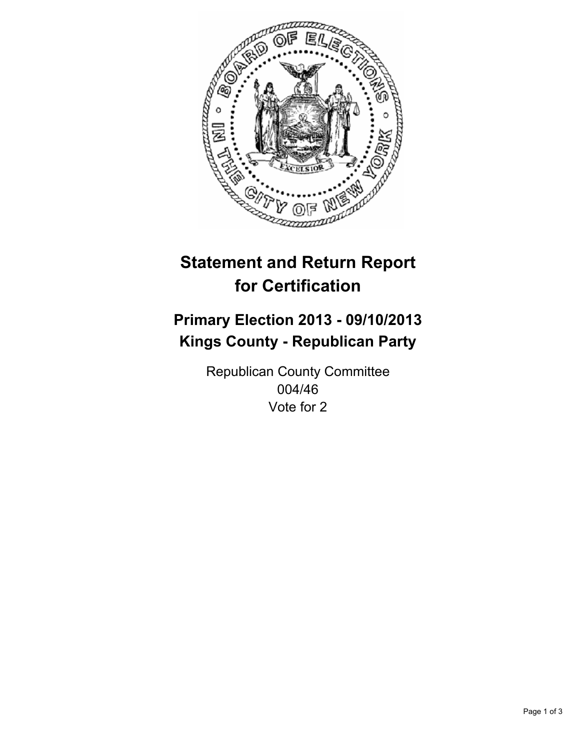# Statement and Return Report for Certification

## Primary Election 2013 - 09/10/2013
## Kings County - Republican Party

Republican County Committee
004/46
Vote for 2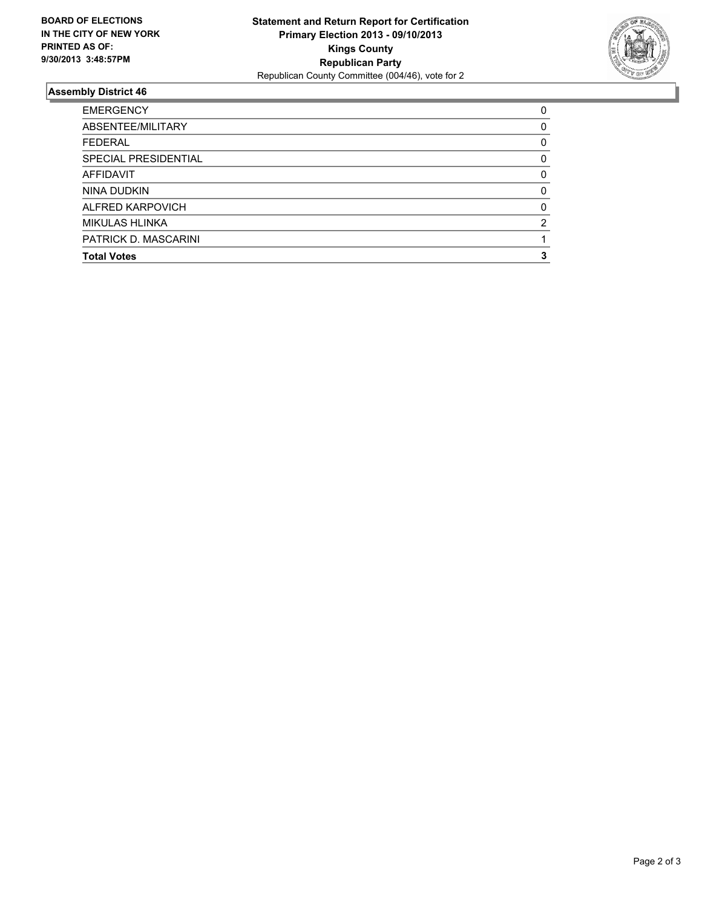**BOARD OF ELECTIONS IN THE CITY OF NEW YORK PRINTED AS OF: 9/30/2013 3:48:57PM**

**Statement and Return Report for Certification**
**Primary Election 2013 - 09/10/2013**
**Kings County**
**Republican Party**
Republican County Committee (004/46), vote for 2

### Assembly District 46

| | |
|---|---|
| EMERGENCY | 0 |
| ABSENTEE/MILITARY | 0 |
| FEDERAL | 0 |
| SPECIAL PRESIDENTIAL | 0 |
| AFFIDAVIT | 0 |
| NINA DUDKIN | 0 |
| ALFRED KARPOVICH | 0 |
| MIKULAS HLINKA | 2 |
| PATRICK D. MASCARINI | 1 |
| **Total Votes** | **3** |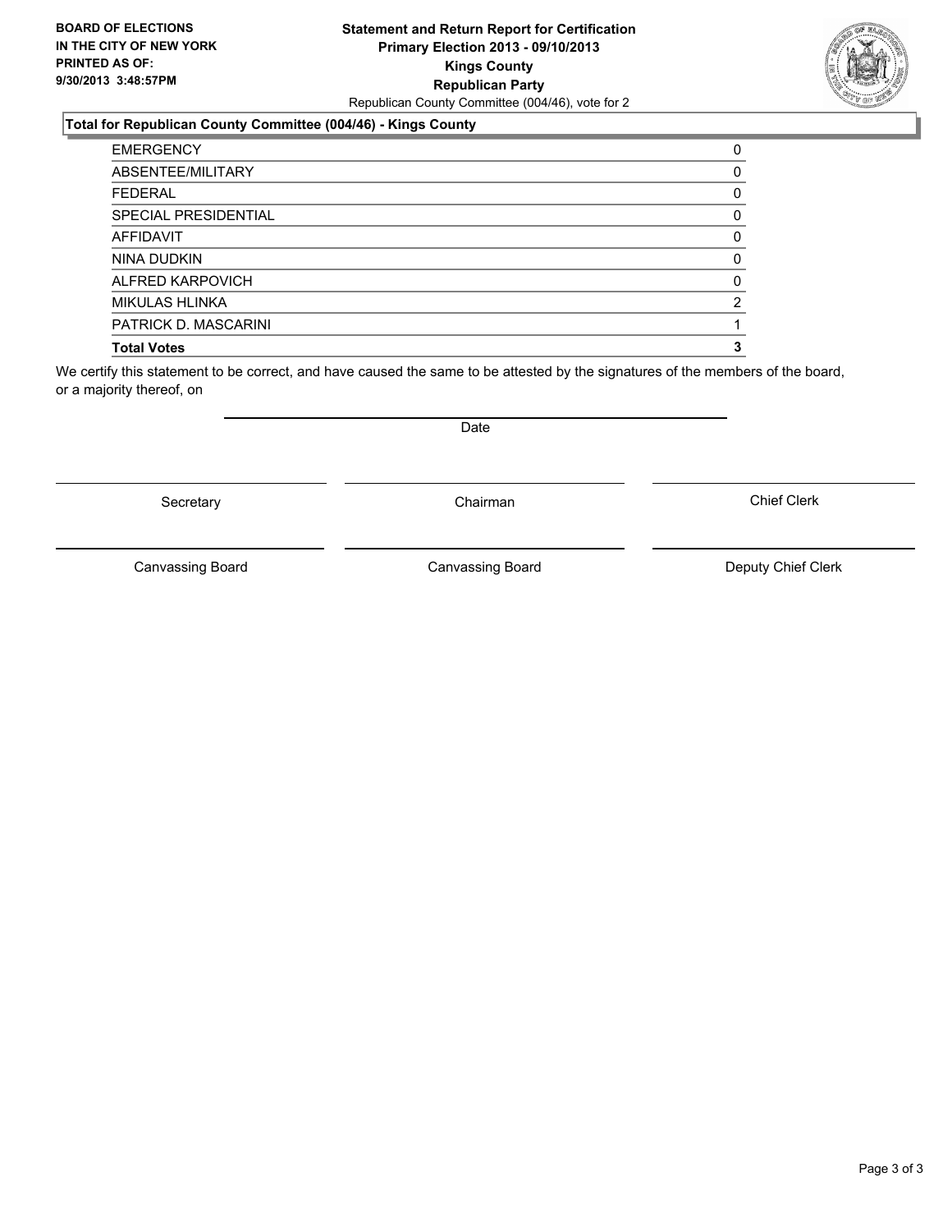**BOARD OF ELECTIONS IN THE CITY OF NEW YORK PRINTED AS OF: 9/30/2013 3:48:57PM**

**Statement and Return Report for Certification**
**Primary Election 2013 - 09/10/2013**
**Kings County**
**Republican Party**
Republican County Committee (004/46), vote for 2

## Total for Republican County Committee (004/46) - Kings County

| | |
|---|---|
| EMERGENCY | 0 |
| ABSENTEE/MILITARY | 0 |
| FEDERAL | 0 |
| SPECIAL PRESIDENTIAL | 0 |
| AFFIDAVIT | 0 |
| NINA DUDKIN | 0 |
| ALFRED KARPOVICH | 0 |
| MIKULAS HLINKA | 2 |
| PATRICK D. MASCARINI | 1 |
| **Total Votes** | **3** |

We certify this statement to be correct, and have caused the same to be attested by the signatures of the members of the board, or a majority thereof, on

Date

Secretary

Chairman

Chief Clerk

Canvassing Board

Canvassing Board

Deputy Chief Clerk